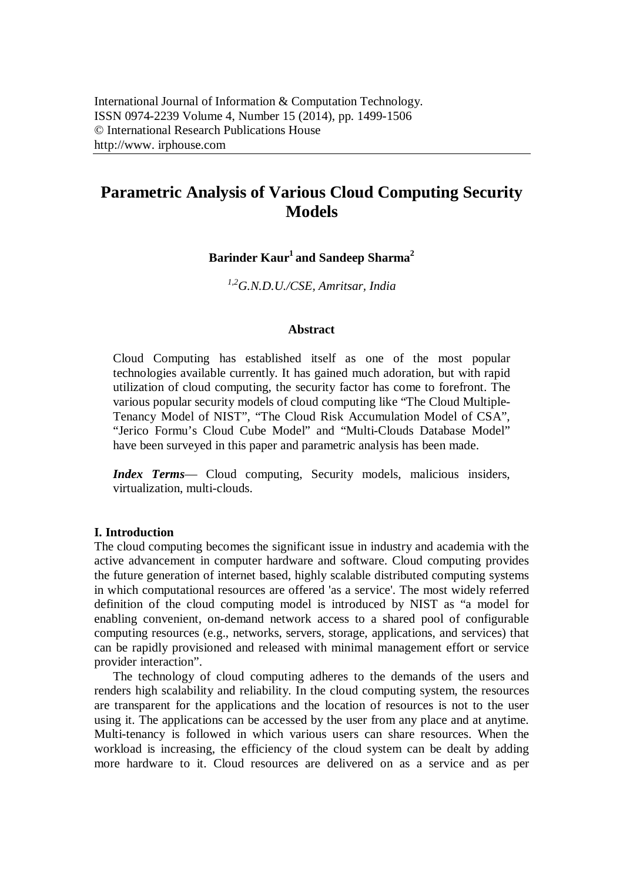# Parametric Analysis of Various Cloud Computing Security Models

**Barinder Kaur[1] and Sandeep Sharma[2]**

*[1,2]G.N.D.U./CSE, Amritsar, India*

## Abstract

Cloud Computing has established itself as one of the most popular technologies available currently. It has gained much adoration, but with rapid utilization of cloud computing, the security factor has come to forefront. The various popular security models of cloud computing like "The Cloud Multiple-Tenancy Model of NIST", "The Cloud Risk Accumulation Model of CSA", "Jerico Formu's Cloud Cube Model" and "Multi-Clouds Database Model" have been surveyed in this paper and parametric analysis has been made.

***Index Terms***— Cloud computing, Security models, malicious insiders, virtualization, multi-clouds.

## I. Introduction

The cloud computing becomes the significant issue in industry and academia with the active advancement in computer hardware and software. Cloud computing provides the future generation of internet based, highly scalable distributed computing systems in which computational resources are offered 'as a service'. The most widely referred definition of the cloud computing model is introduced by NIST as "a model for enabling convenient, on-demand network access to a shared pool of configurable computing resources (e.g., networks, servers, storage, applications, and services) that can be rapidly provisioned and released with minimal management effort or service provider interaction".

The technology of cloud computing adheres to the demands of the users and renders high scalability and reliability. In the cloud computing system, the resources are transparent for the applications and the location of resources is not to the user using it. The applications can be accessed by the user from any place and at anytime. Multi-tenancy is followed in which various users can share resources. When the workload is increasing, the efficiency of the cloud system can be dealt by adding more hardware to it. Cloud resources are delivered on as a service and as per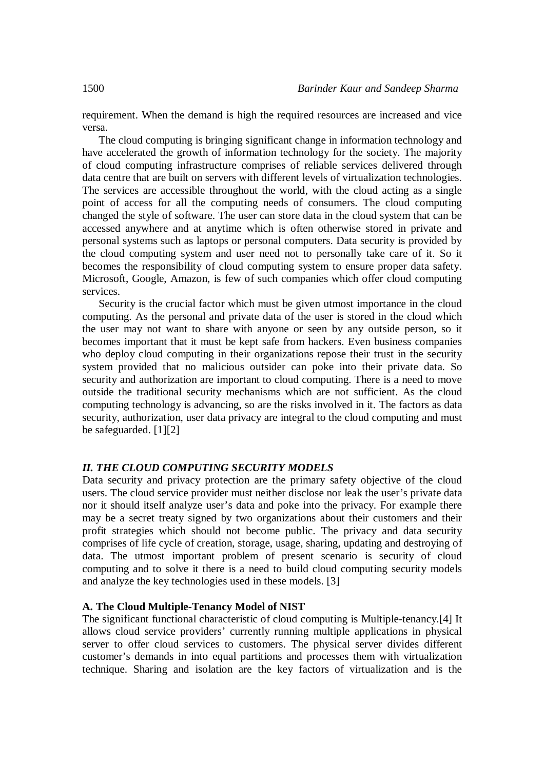requirement. When the demand is high the required resources are increased and vice versa.

The cloud computing is bringing significant change in information technology and have accelerated the growth of information technology for the society. The majority of cloud computing infrastructure comprises of reliable services delivered through data centre that are built on servers with different levels of virtualization technologies. The services are accessible throughout the world, with the cloud acting as a single point of access for all the computing needs of consumers. The cloud computing changed the style of software. The user can store data in the cloud system that can be accessed anywhere and at anytime which is often otherwise stored in private and personal systems such as laptops or personal computers. Data security is provided by the cloud computing system and user need not to personally take care of it. So it becomes the responsibility of cloud computing system to ensure proper data safety. Microsoft, Google, Amazon, is few of such companies which offer cloud computing services.

Security is the crucial factor which must be given utmost importance in the cloud computing. As the personal and private data of the user is stored in the cloud which the user may not want to share with anyone or seen by any outside person, so it becomes important that it must be kept safe from hackers. Even business companies who deploy cloud computing in their organizations repose their trust in the security system provided that no malicious outsider can poke into their private data. So security and authorization are important to cloud computing. There is a need to move outside the traditional security mechanisms which are not sufficient. As the cloud computing technology is advancing, so are the risks involved in it. The factors as data security, authorization, user data privacy are integral to the cloud computing and must be safeguarded. [1][2]

## *II. THE CLOUD COMPUTING SECURITY MODELS*

Data security and privacy protection are the primary safety objective of the cloud users. The cloud service provider must neither disclose nor leak the user's private data nor it should itself analyze user's data and poke into the privacy. For example there may be a secret treaty signed by two organizations about their customers and their profit strategies which should not become public. The privacy and data security comprises of life cycle of creation, storage, usage, sharing, updating and destroying of data. The utmost important problem of present scenario is security of cloud computing and to solve it there is a need to build cloud computing security models and analyze the key technologies used in these models. [3]

### A. The Cloud Multiple-Tenancy Model of NIST

The significant functional characteristic of cloud computing is Multiple-tenancy.[4] It allows cloud service providers' currently running multiple applications in physical server to offer cloud services to customers. The physical server divides different customer's demands in into equal partitions and processes them with virtualization technique. Sharing and isolation are the key factors of virtualization and is the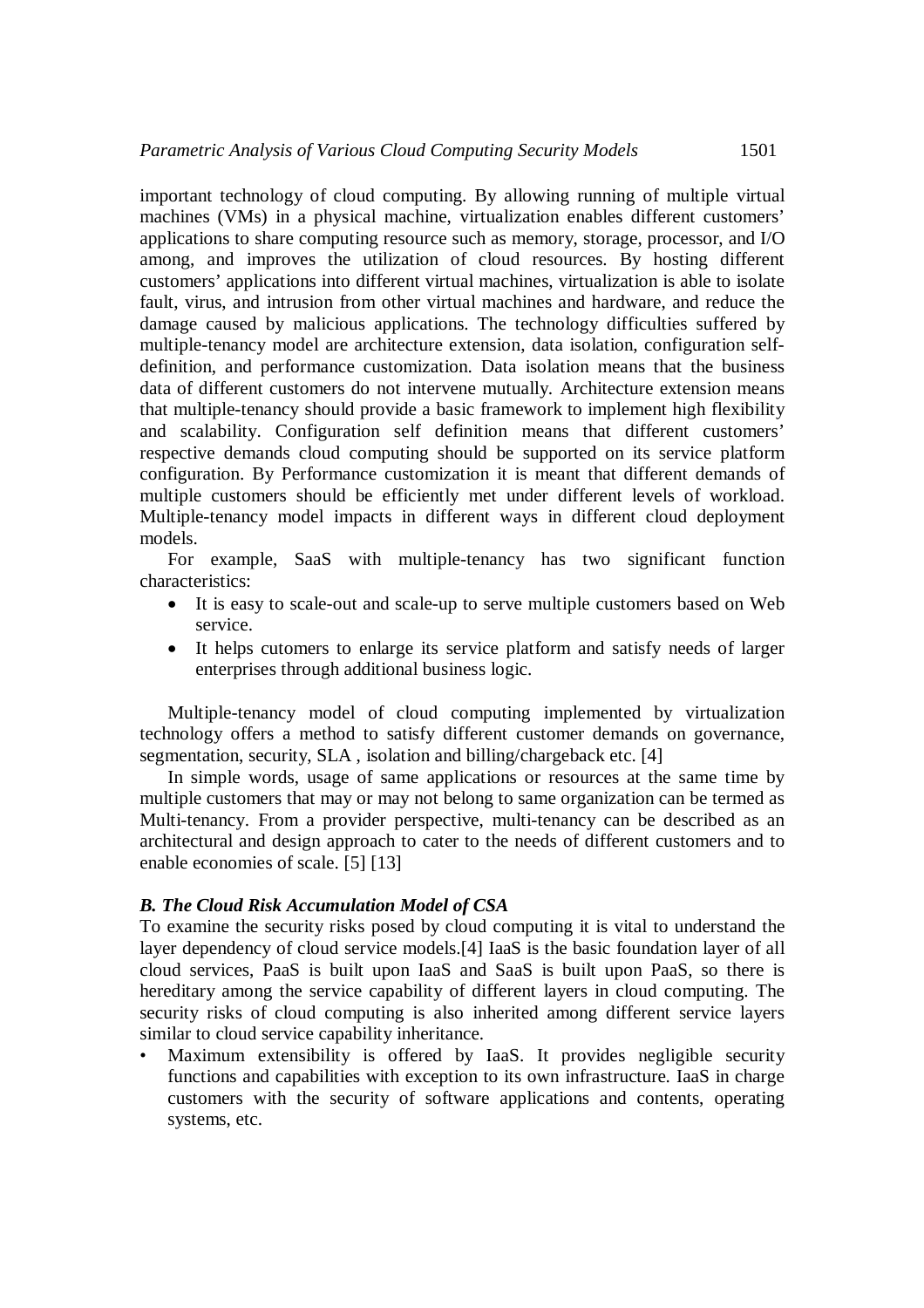important technology of cloud computing. By allowing running of multiple virtual machines (VMs) in a physical machine, virtualization enables different customers' applications to share computing resource such as memory, storage, processor, and I/O among, and improves the utilization of cloud resources. By hosting different customers' applications into different virtual machines, virtualization is able to isolate fault, virus, and intrusion from other virtual machines and hardware, and reduce the damage caused by malicious applications. The technology difficulties suffered by multiple-tenancy model are architecture extension, data isolation, configuration self-definition, and performance customization. Data isolation means that the business data of different customers do not intervene mutually. Architecture extension means that multiple-tenancy should provide a basic framework to implement high flexibility and scalability. Configuration self definition means that different customers' respective demands cloud computing should be supported on its service platform configuration. By Performance customization it is meant that different demands of multiple customers should be efficiently met under different levels of workload. Multiple-tenancy model impacts in different ways in different cloud deployment models.

For example, SaaS with multiple-tenancy has two significant function characteristics:

- It is easy to scale-out and scale-up to serve multiple customers based on Web service.
- It helps cutomers to enlarge its service platform and satisfy needs of larger enterprises through additional business logic.

Multiple-tenancy model of cloud computing implemented by virtualization technology offers a method to satisfy different customer demands on governance, segmentation, security, SLA , isolation and billing/chargeback etc. [4]

In simple words, usage of same applications or resources at the same time by multiple customers that may or may not belong to same organization can be termed as Multi-tenancy. From a provider perspective, multi-tenancy can be described as an architectural and design approach to cater to the needs of different customers and to enable economies of scale. [5] [13]

### *B. The Cloud Risk Accumulation Model of CSA*

To examine the security risks posed by cloud computing it is vital to understand the layer dependency of cloud service models.[4] IaaS is the basic foundation layer of all cloud services, PaaS is built upon IaaS and SaaS is built upon PaaS, so there is hereditary among the service capability of different layers in cloud computing. The security risks of cloud computing is also inherited among different service layers similar to cloud service capability inheritance.

- Maximum extensibility is offered by IaaS. It provides negligible security functions and capabilities with exception to its own infrastructure. IaaS in charge customers with the security of software applications and contents, operating systems, etc.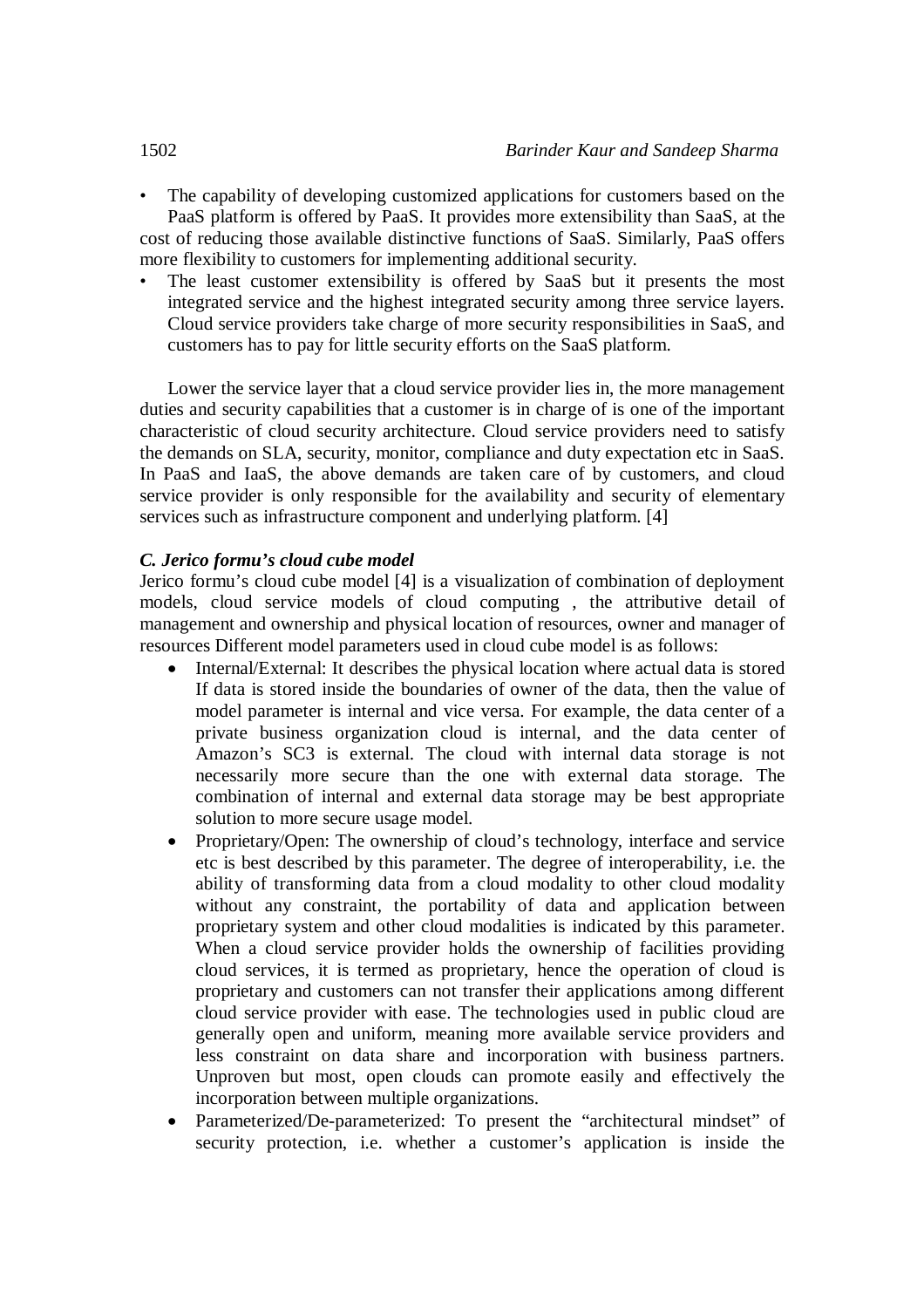- The capability of developing customized applications for customers based on the PaaS platform is offered by PaaS. It provides more extensibility than SaaS, at the cost of reducing those available distinctive functions of SaaS. Similarly, PaaS offers more flexibility to customers for implementing additional security.
- The least customer extensibility is offered by SaaS but it presents the most integrated service and the highest integrated security among three service layers. Cloud service providers take charge of more security responsibilities in SaaS, and customers has to pay for little security efforts on the SaaS platform.

Lower the service layer that a cloud service provider lies in, the more management duties and security capabilities that a customer is in charge of is one of the important characteristic of cloud security architecture. Cloud service providers need to satisfy the demands on SLA, security, monitor, compliance and duty expectation etc in SaaS. In PaaS and IaaS, the above demands are taken care of by customers, and cloud service provider is only responsible for the availability and security of elementary services such as infrastructure component and underlying platform. [4]

### *C. Jerico formu's cloud cube model*

Jerico formu's cloud cube model [4] is a visualization of combination of deployment models, cloud service models of cloud computing , the attributive detail of management and ownership and physical location of resources, owner and manager of resources Different model parameters used in cloud cube model is as follows:

- Internal/External: It describes the physical location where actual data is stored If data is stored inside the boundaries of owner of the data, then the value of model parameter is internal and vice versa. For example, the data center of a private business organization cloud is internal, and the data center of Amazon's SC3 is external. The cloud with internal data storage is not necessarily more secure than the one with external data storage. The combination of internal and external data storage may be best appropriate solution to more secure usage model.
- Proprietary/Open: The ownership of cloud's technology, interface and service etc is best described by this parameter. The degree of interoperability, i.e. the ability of transforming data from a cloud modality to other cloud modality without any constraint, the portability of data and application between proprietary system and other cloud modalities is indicated by this parameter. When a cloud service provider holds the ownership of facilities providing cloud services, it is termed as proprietary, hence the operation of cloud is proprietary and customers can not transfer their applications among different cloud service provider with ease. The technologies used in public cloud are generally open and uniform, meaning more available service providers and less constraint on data share and incorporation with business partners. Unproven but most, open clouds can promote easily and effectively the incorporation between multiple organizations.
- Parameterized/De-parameterized: To present the "architectural mindset" of security protection, i.e. whether a customer's application is inside the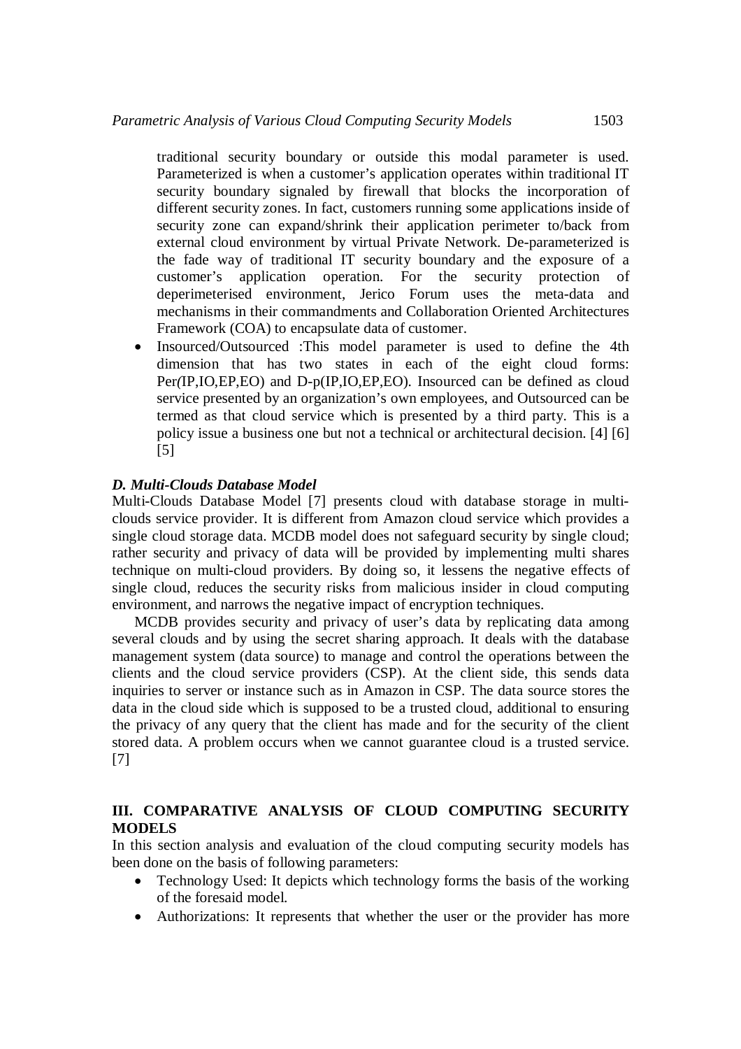traditional security boundary or outside this modal parameter is used. Parameterized is when a customer's application operates within traditional IT security boundary signaled by firewall that blocks the incorporation of different security zones. In fact, customers running some applications inside of security zone can expand/shrink their application perimeter to/back from external cloud environment by virtual Private Network. De-parameterized is the fade way of traditional IT security boundary and the exposure of a customer's application operation. For the security protection of deperimeterised environment, Jerico Forum uses the meta-data and mechanisms in their commandments and Collaboration Oriented Architectures Framework (COA) to encapsulate data of customer.

- Insourced/Outsourced :This model parameter is used to define the 4th dimension that has two states in each of the eight cloud forms: Per(IP,IO,EP,EO) and D-p(IP,IO,EP,EO). Insourced can be defined as cloud service presented by an organization's own employees, and Outsourced can be termed as that cloud service which is presented by a third party. This is a policy issue a business one but not a technical or architectural decision. [4] [6] [5]

### *D. Multi-Clouds Database Model*

Multi-Clouds Database Model [7] presents cloud with database storage in multi-clouds service provider. It is different from Amazon cloud service which provides a single cloud storage data. MCDB model does not safeguard security by single cloud; rather security and privacy of data will be provided by implementing multi shares technique on multi-cloud providers. By doing so, it lessens the negative effects of single cloud, reduces the security risks from malicious insider in cloud computing environment, and narrows the negative impact of encryption techniques.

MCDB provides security and privacy of user's data by replicating data among several clouds and by using the secret sharing approach. It deals with the database management system (data source) to manage and control the operations between the clients and the cloud service providers (CSP). At the client side, this sends data inquiries to server or instance such as in Amazon in CSP. The data source stores the data in the cloud side which is supposed to be a trusted cloud, additional to ensuring the privacy of any query that the client has made and for the security of the client stored data. A problem occurs when we cannot guarantee cloud is a trusted service. [7]

## III. COMPARATIVE ANALYSIS OF CLOUD COMPUTING SECURITY MODELS

In this section analysis and evaluation of the cloud computing security models has been done on the basis of following parameters:

- Technology Used: It depicts which technology forms the basis of the working of the foresaid model.
- Authorizations: It represents that whether the user or the provider has more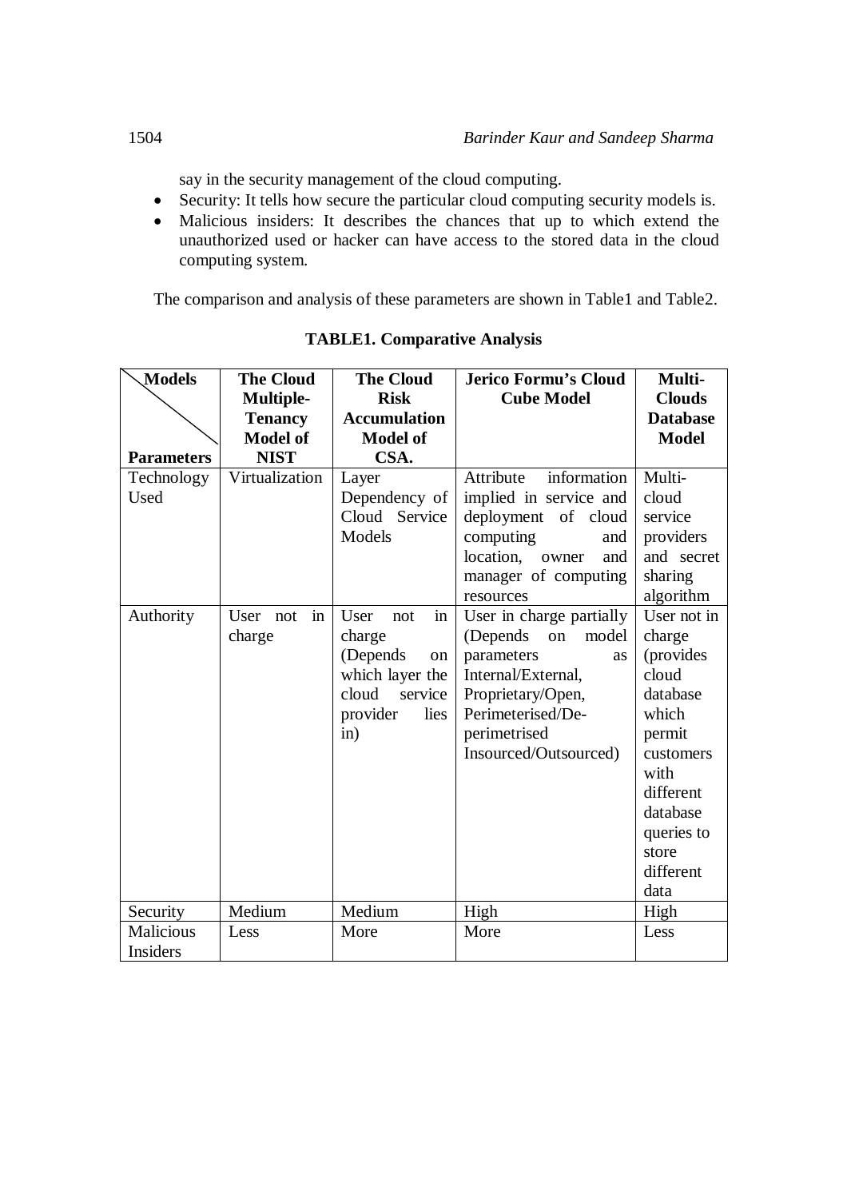say in the security management of the cloud computing.

- Security: It tells how secure the particular cloud computing security models is.
- Malicious insiders: It describes the chances that up to which extend the unauthorized used or hacker can have access to the stored data in the cloud computing system.

The comparison and analysis of these parameters are shown in Table1 and Table2.

**TABLE1. Comparative Analysis**

| Models / Parameters | The Cloud Multiple-Tenancy Model of NIST | The Cloud Risk Accumulation Model of CSA. | Jerico Formu's Cloud Cube Model | Multi-Clouds Database Model |
|---|---|---|---|---|
| Technology Used | Virtualization | Layer Dependency of Cloud Service Models | Attribute information implied in service and deployment of cloud computing and location, owner and manager of computing resources | Multi-cloud service providers and secret sharing algorithm |
| Authority | User not in charge | User not in charge (Depends on which layer the cloud service provider lies in) | User in charge partially (Depends on model parameters as Internal/External, Proprietary/Open, Perimeterised/De-perimetrised Insourced/Outsourced) | User not in charge (provides cloud database which permit customers with different database queries to store different data |
| Security | Medium | Medium | High | High |
| Malicious Insiders | Less | More | More | Less |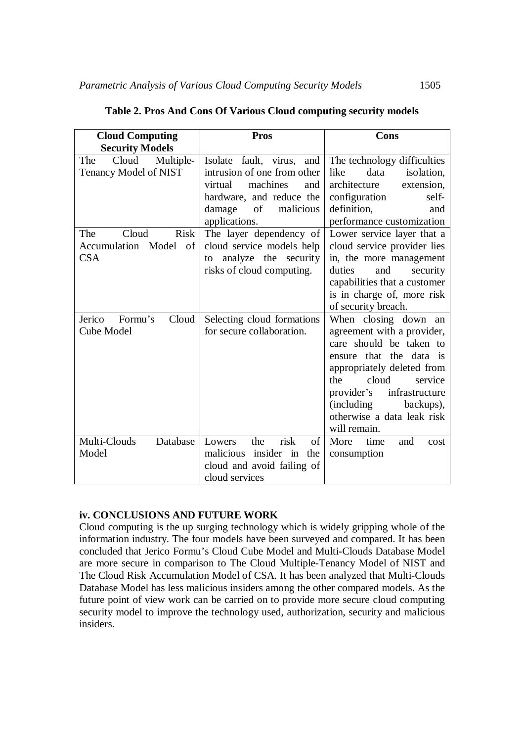**Table 2. Pros And Cons Of Various Cloud computing security models**

| Cloud Computing Security Models | Pros | Cons |
| --- | --- | --- |
| The Cloud Multiple-Tenancy Model of NIST | Isolate fault, virus, and intrusion of one from other virtual machines and hardware, and reduce the damage of malicious applications. | The technology difficulties like data isolation, architecture extension, configuration self-definition, and performance customization |
| The Cloud Risk Accumulation Model of CSA | The layer dependency of cloud service models help to analyze the security risks of cloud computing. | Lower service layer that a cloud service provider lies in, the more management duties and security capabilities that a customer is in charge of, more risk of security breach. |
| Jerico Formu's Cloud Cube Model | Selecting cloud formations for secure collaboration. | When closing down an agreement with a provider, care should be taken to ensure that the data is appropriately deleted from the cloud service provider's infrastructure (including backups), otherwise a data leak risk will remain. |
| Multi-Clouds Database Model | Lowers the risk of malicious insider in the cloud and avoid failing of cloud services | More time and cost consumption |

## iv. CONCLUSIONS AND FUTURE WORK

Cloud computing is the up surging technology which is widely gripping whole of the information industry. The four models have been surveyed and compared. It has been concluded that Jerico Formu's Cloud Cube Model and Multi-Clouds Database Model are more secure in comparison to The Cloud Multiple-Tenancy Model of NIST and The Cloud Risk Accumulation Model of CSA. It has been analyzed that Multi-Clouds Database Model has less malicious insiders among the other compared models. As the future point of view work can be carried on to provide more secure cloud computing security model to improve the technology used, authorization, security and malicious insiders.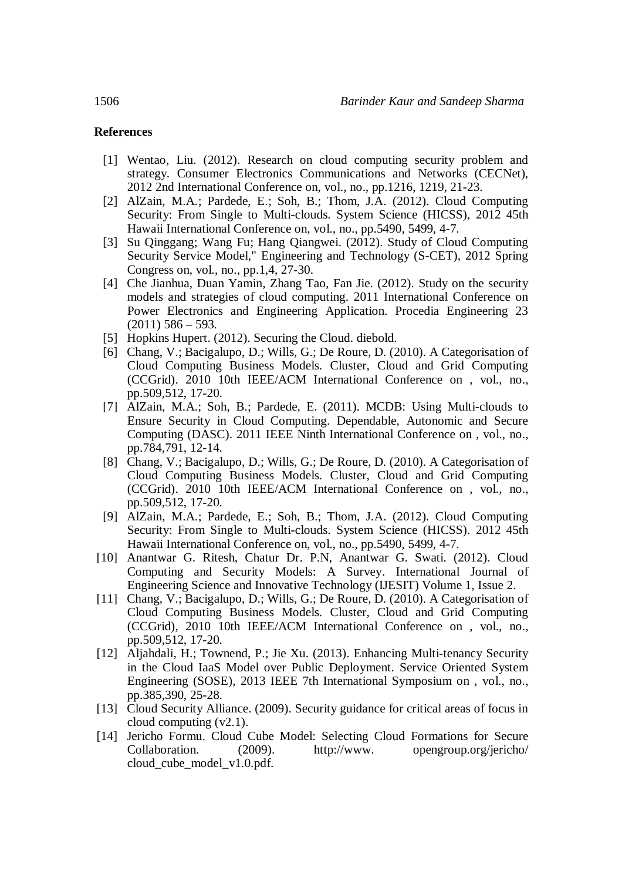## References

[1] Wentao, Liu. (2012). Research on cloud computing security problem and strategy. Consumer Electronics Communications and Networks (CECNet), 2012 2nd International Conference on, vol., no., pp.1216, 1219, 21-23.

[2] AlZain, M.A.; Pardede, E.; Soh, B.; Thom, J.A. (2012). Cloud Computing Security: From Single to Multi-clouds. System Science (HICSS), 2012 45th Hawaii International Conference on, vol., no., pp.5490, 5499, 4-7.

[3] Su Qinggang; Wang Fu; Hang Qiangwei. (2012). Study of Cloud Computing Security Service Model," Engineering and Technology (S-CET), 2012 Spring Congress on, vol., no., pp.1,4, 27-30.

[4] Che Jianhua, Duan Yamin, Zhang Tao, Fan Jie. (2012). Study on the security models and strategies of cloud computing. 2011 International Conference on Power Electronics and Engineering Application. Procedia Engineering 23 (2011) 586 – 593.

[5] Hopkins Hupert. (2012). Securing the Cloud. diebold.

[6] Chang, V.; Bacigalupo, D.; Wills, G.; De Roure, D. (2010). A Categorisation of Cloud Computing Business Models. Cluster, Cloud and Grid Computing (CCGrid). 2010 10th IEEE/ACM International Conference on , vol., no., pp.509,512, 17-20.

[7] AlZain, M.A.; Soh, B.; Pardede, E. (2011). MCDB: Using Multi-clouds to Ensure Security in Cloud Computing. Dependable, Autonomic and Secure Computing (DASC). 2011 IEEE Ninth International Conference on , vol., no., pp.784,791, 12-14.

[8] Chang, V.; Bacigalupo, D.; Wills, G.; De Roure, D. (2010). A Categorisation of Cloud Computing Business Models. Cluster, Cloud and Grid Computing (CCGrid). 2010 10th IEEE/ACM International Conference on , vol., no., pp.509,512, 17-20.

[9] AlZain, M.A.; Pardede, E.; Soh, B.; Thom, J.A. (2012). Cloud Computing Security: From Single to Multi-clouds. System Science (HICSS). 2012 45th Hawaii International Conference on, vol., no., pp.5490, 5499, 4-7.

[10] Anantwar G. Ritesh, Chatur Dr. P.N, Anantwar G. Swati. (2012). Cloud Computing and Security Models: A Survey. International Journal of Engineering Science and Innovative Technology (IJESIT) Volume 1, Issue 2.

[11] Chang, V.; Bacigalupo, D.; Wills, G.; De Roure, D. (2010). A Categorisation of Cloud Computing Business Models. Cluster, Cloud and Grid Computing (CCGrid), 2010 10th IEEE/ACM International Conference on , vol., no., pp.509,512, 17-20.

[12] Aljahdali, H.; Townend, P.; Jie Xu. (2013). Enhancing Multi-tenancy Security in the Cloud IaaS Model over Public Deployment. Service Oriented System Engineering (SOSE), 2013 IEEE 7th International Symposium on , vol., no., pp.385,390, 25-28.

[13] Cloud Security Alliance. (2009). Security guidance for critical areas of focus in cloud computing (v2.1).

[14] Jericho Formu. Cloud Cube Model: Selecting Cloud Formations for Secure Collaboration. (2009). http://www. opengroup.org/jericho/ cloud_cube_model_v1.0.pdf.